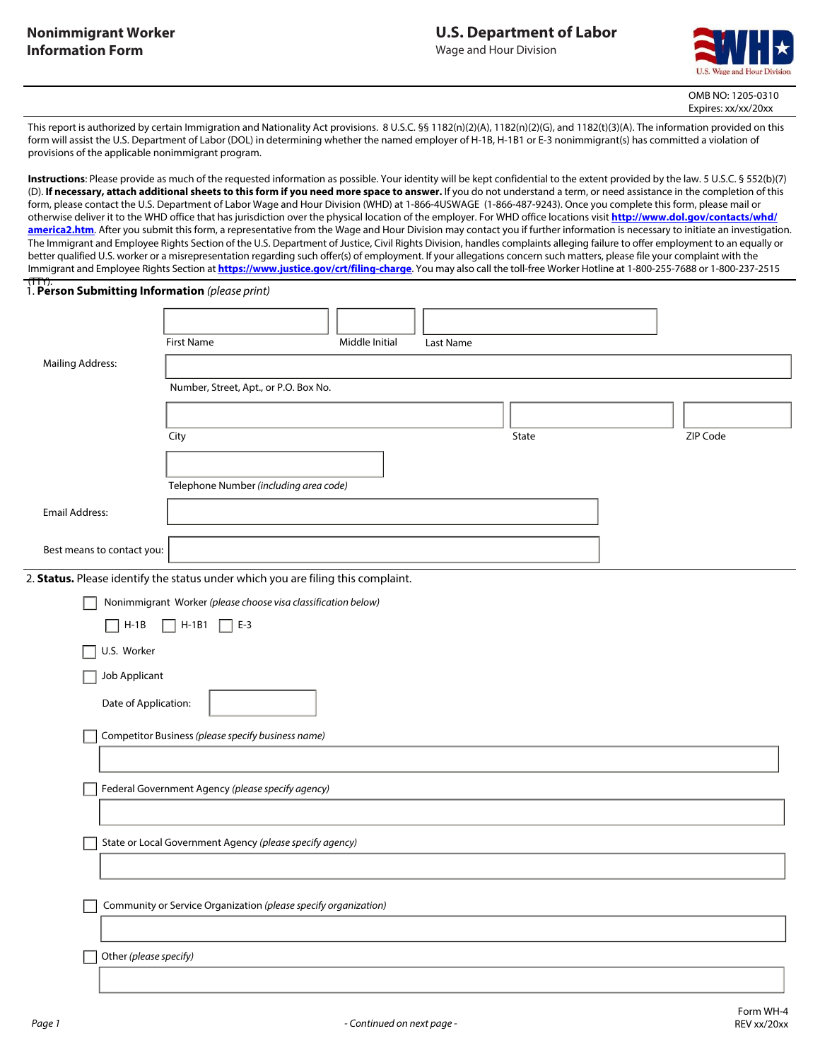# Nonimmigrant Worker Information Form

**U.S. Department of Labor**
Wage and Hour Division

OMB NO: 1205-0310
Expires: xx/xx/20xx

This report is authorized by certain Immigration and Nationality Act provisions. 8 U.S.C. §§ 1182(n)(2)(A), 1182(n)(2)(G), and 1182(t)(3)(A). The information provided on this form will assist the U.S. Department of Labor (DOL) in determining whether the named employer of H-1B, H-1B1 or E-3 nonimmigrant(s) has committed a violation of provisions of the applicable nonimmigrant program.

**Instructions**: Please provide as much of the requested information as possible. Your identity will be kept confidential to the extent provided by the law. 5 U.S.C. § 552(b)(7)(D). **If necessary, attach additional sheets to this form if you need more space to answer.** If you do not understand a term, or need assistance in the completion of this form, please contact the U.S. Department of Labor Wage and Hour Division (WHD) at 1-866-4USWAGE (1-866-487-9243). Once you complete this form, please mail or otherwise deliver it to the WHD office that has jurisdiction over the physical location of the employer. For WHD office locations visit **http://www.dol.gov/contacts/whd/america2.htm**. After you submit this form, a representative from the Wage and Hour Division may contact you if further information is necessary to initiate an investigation. The Immigrant and Employee Rights Section of the U.S. Department of Justice, Civil Rights Division, handles complaints alleging failure to offer employment to an equally or better qualified U.S. worker or a misrepresentation regarding such offer(s) of employment. If your allegations concern such matters, please file your complaint with the Immigrant and Employee Rights Section at **https://www.justice.gov/crt/filing-charge**. You may also call the toll-free Worker Hotline at 1-800-255-7688 or 1-800-237-2515 (TTY).

1. **Person Submitting Information** *(please print)*

First Name ______ Middle Initial ______ Last Name ______

Mailing Address: ______
Number, Street, Apt., or P.O. Box No.

City ______ State ______ ZIP Code ______

Telephone Number *(including area code)* ______

Email Address: ______

Best means to contact you: ______

2. **Status.** Please identify the status under which you are filing this complaint.

- ☐ Nonimmigrant Worker *(please choose visa classification below)*
  - ☐ H-1B ☐ H-1B1 ☐ E-3
- ☐ U.S. Worker
- ☐ Job Applicant
  - Date of Application: ______
- ☐ Competitor Business *(please specify business name)* ______
- ☐ Federal Government Agency *(please specify agency)* ______
- ☐ State or Local Government Agency *(please specify agency)* ______
- ☐ Community or Service Organization *(please specify organization)* ______
- ☐ Other *(please specify)* ______

*- Continued on next page -*

Form WH-4
REV xx/20xx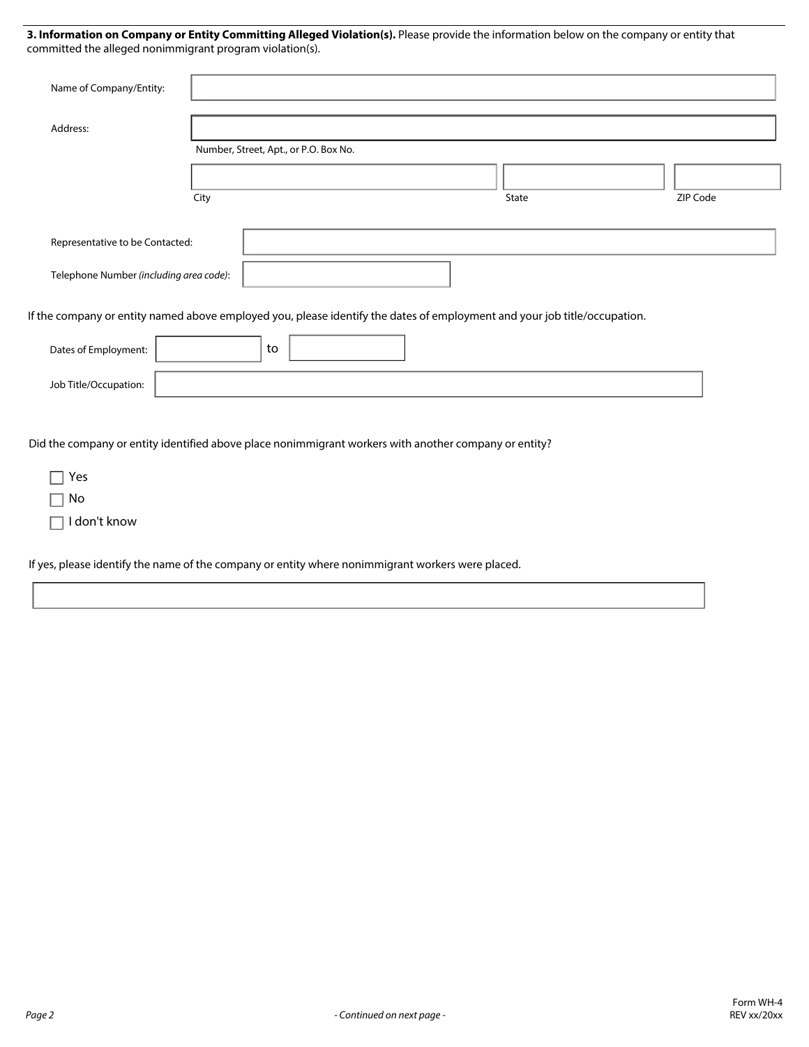**3. Information on Company or Entity Committing Alleged Violation(s).** Please provide the information below on the company or entity that committed the alleged nonimmigrant program violation(s).

Name of Company/Entity: ______________________

Address: ______________________
Number, Street, Apt., or P.O. Box No.

______________________ ______________________ ______________________
City State ZIP Code

Representative to be Contacted: ______________________

Telephone Number *(including area code)*: ______________________

If the company or entity named above employed you, please identify the dates of employment and your job title/occupation.

Dates of Employment: __________ to __________

Job Title/Occupation: ______________________

Did the company or entity identified above place nonimmigrant workers with another company or entity?

- ☐ Yes
- ☐ No
- ☐ I don't know

If yes, please identify the name of the company or entity where nonimmigrant workers were placed.

______________________

*- Continued on next page -*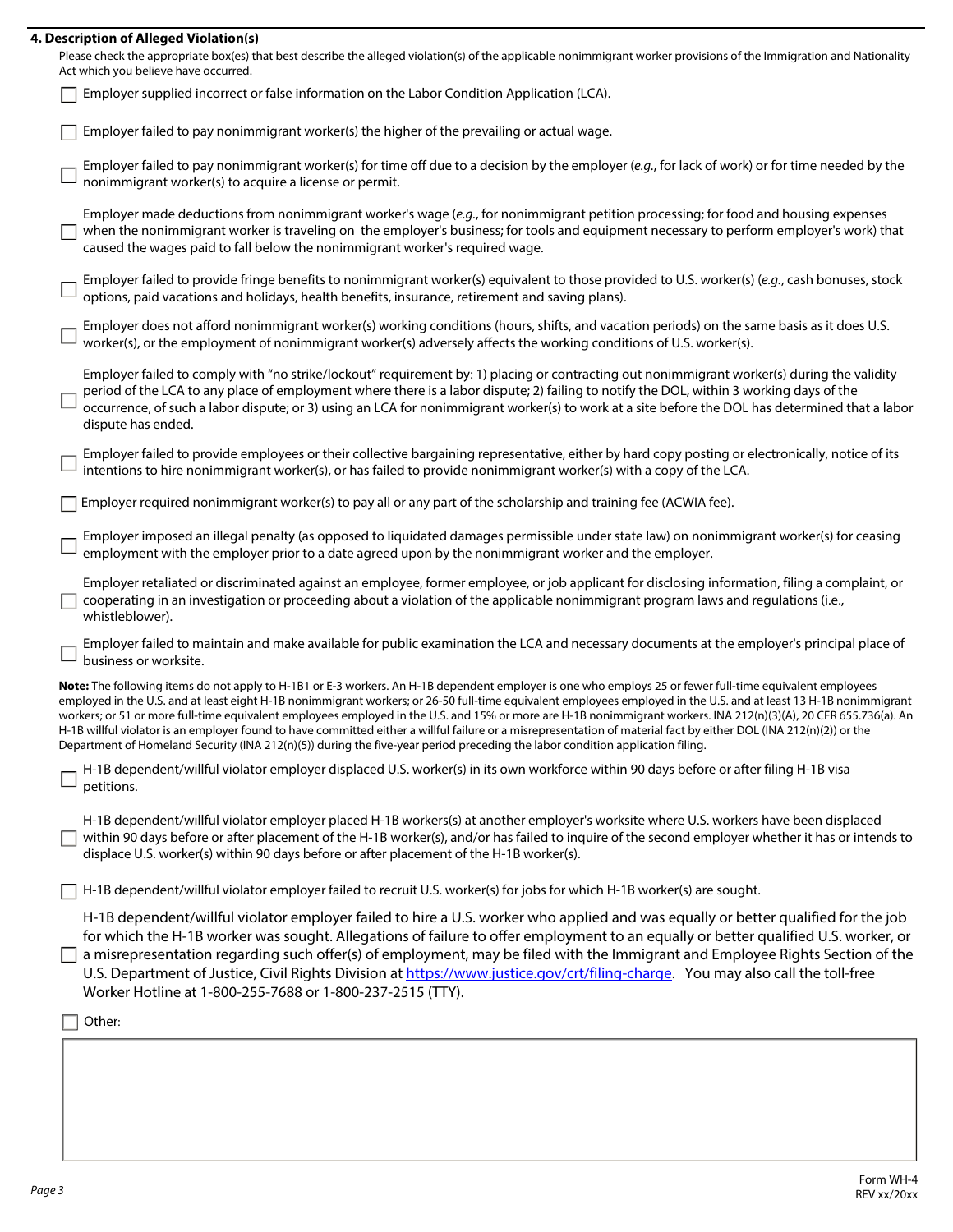## 4. Description of Alleged Violation(s)

Please check the appropriate box(es) that best describe the alleged violation(s) of the applicable nonimmigrant worker provisions of the Immigration and Nationality Act which you believe have occurred.

- ☐ Employer supplied incorrect or false information on the Labor Condition Application (LCA).
- ☐ Employer failed to pay nonimmigrant worker(s) the higher of the prevailing or actual wage.
- ☐ Employer failed to pay nonimmigrant worker(s) for time off due to a decision by the employer (*e.g.*, for lack of work) or for time needed by the nonimmigrant worker(s) to acquire a license or permit.
- ☐ Employer made deductions from nonimmigrant worker's wage (*e.g.*, for nonimmigrant petition processing; for food and housing expenses when the nonimmigrant worker is traveling on the employer's business; for tools and equipment necessary to perform employer's work) that caused the wages paid to fall below the nonimmigrant worker's required wage.
- ☐ Employer failed to provide fringe benefits to nonimmigrant worker(s) equivalent to those provided to U.S. worker(s) (*e.g.*, cash bonuses, stock options, paid vacations and holidays, health benefits, insurance, retirement and saving plans).
- ☐ Employer does not afford nonimmigrant worker(s) working conditions (hours, shifts, and vacation periods) on the same basis as it does U.S. worker(s), or the employment of nonimmigrant worker(s) adversely affects the working conditions of U.S. worker(s).
- ☐ Employer failed to comply with "no strike/lockout" requirement by: 1) placing or contracting out nonimmigrant worker(s) during the validity period of the LCA to any place of employment where there is a labor dispute; 2) failing to notify the DOL, within 3 working days of the occurrence, of such a labor dispute; or 3) using an LCA for nonimmigrant worker(s) to work at a site before the DOL has determined that a labor dispute has ended.
- ☐ Employer failed to provide employees or their collective bargaining representative, either by hard copy posting or electronically, notice of its intentions to hire nonimmigrant worker(s), or has failed to provide nonimmigrant worker(s) with a copy of the LCA.
- ☐ Employer required nonimmigrant worker(s) to pay all or any part of the scholarship and training fee (ACWIA fee).
- ☐ Employer imposed an illegal penalty (as opposed to liquidated damages permissible under state law) on nonimmigrant worker(s) for ceasing employment with the employer prior to a date agreed upon by the nonimmigrant worker and the employer.
- ☐ Employer retaliated or discriminated against an employee, former employee, or job applicant for disclosing information, filing a complaint, or cooperating in an investigation or proceeding about a violation of the applicable nonimmigrant program laws and regulations (i.e., whistleblower).
- ☐ Employer failed to maintain and make available for public examination the LCA and necessary documents at the employer's principal place of business or worksite.

**Note:** The following items do not apply to H-1B1 or E-3 workers. An H-1B dependent employer is one who employs 25 or fewer full-time equivalent employees employed in the U.S. and at least eight H-1B nonimmigrant workers; or 26-50 full-time equivalent employees employed in the U.S. and at least 13 H-1B nonimmigrant workers; or 51 or more full-time equivalent employees employed in the U.S. and 15% or more are H-1B nonimmigrant workers. INA 212(n)(3)(A), 20 CFR 655.736(a). An H-1B willful violator is an employer found to have committed either a willful failure or a misrepresentation of material fact by either DOL (INA 212(n)(2)) or the Department of Homeland Security (INA 212(n)(5)) during the five-year period preceding the labor condition application filing.

- ☐ H-1B dependent/willful violator employer displaced U.S. worker(s) in its own workforce within 90 days before or after filing H-1B visa petitions.
- ☐ H-1B dependent/willful violator employer placed H-1B workers(s) at another employer's worksite where U.S. workers have been displaced within 90 days before or after placement of the H-1B worker(s), and/or has failed to inquire of the second employer whether it has or intends to displace U.S. worker(s) within 90 days before or after placement of the H-1B worker(s).
- ☐ H-1B dependent/willful violator employer failed to recruit U.S. worker(s) for jobs for which H-1B worker(s) are sought.
- ☐ H-1B dependent/willful violator employer failed to hire a U.S. worker who applied and was equally or better qualified for the job for which the H-1B worker was sought. Allegations of failure to offer employment to an equally or better qualified U.S. worker, or a misrepresentation regarding such offer(s) of employment, may be filed with the Immigrant and Employee Rights Section of the U.S. Department of Justice, Civil Rights Division at https://www.justice.gov/crt/filing-charge. You may also call the toll-free Worker Hotline at 1-800-255-7688 or 1-800-237-2515 (TTY).
- ☐ Other:

Form WH-4
REV xx/20xx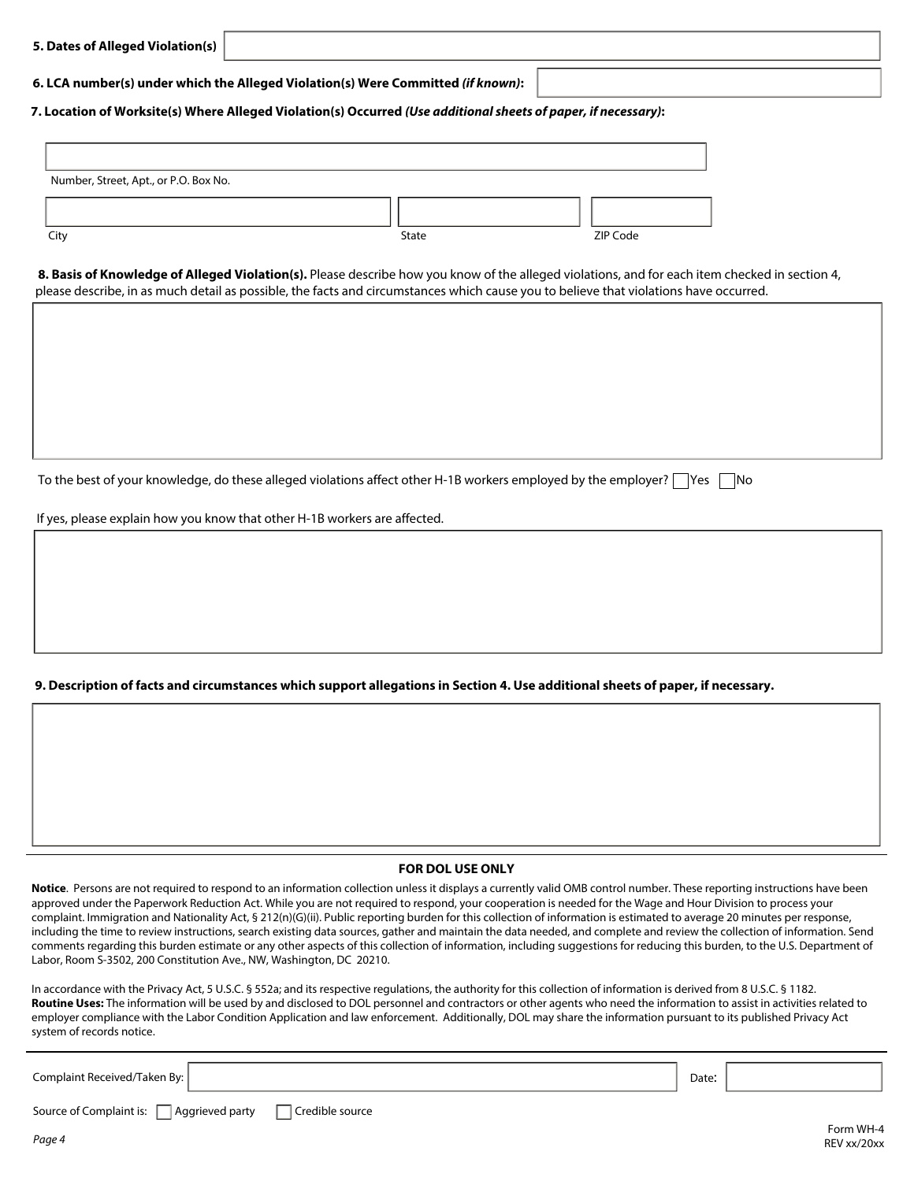**5. Dates of Alleged Violation(s)**

**6. LCA number(s) under which the Alleged Violation(s) Were Committed *(if known)*:**

**7. Location of Worksite(s) Where Alleged Violation(s) Occurred *(Use additional sheets of paper, if necessary)*:**

Number, Street, Apt., or P.O. Box No.

City

State

ZIP Code

**8. Basis of Knowledge of Alleged Violation(s).** Please describe how you know of the alleged violations, and for each item checked in section 4, please describe, in as much detail as possible, the facts and circumstances which cause you to believe that violations have occurred.

To the best of your knowledge, do these alleged violations affect other H-1B workers employed by the employer? ☐ Yes ☐ No

If yes, please explain how you know that other H-1B workers are affected.

**9. Description of facts and circumstances which support allegations in Section 4. Use additional sheets of paper, if necessary.**

**FOR DOL USE ONLY**

**Notice**. Persons are not required to respond to an information collection unless it displays a currently valid OMB control number. These reporting instructions have been approved under the Paperwork Reduction Act. While you are not required to respond, your cooperation is needed for the Wage and Hour Division to process your complaint. Immigration and Nationality Act, § 212(n)(G)(ii). Public reporting burden for this collection of information is estimated to average 20 minutes per response, including the time to review instructions, search existing data sources, gather and maintain the data needed, and complete and review the collection of information. Send comments regarding this burden estimate or any other aspects of this collection of information, including suggestions for reducing this burden, to the U.S. Department of Labor, Room S-3502, 200 Constitution Ave., NW, Washington, DC 20210.

In accordance with the Privacy Act, 5 U.S.C. § 552a; and its respective regulations, the authority for this collection of information is derived from 8 U.S.C. § 1182.
**Routine Uses:** The information will be used by and disclosed to DOL personnel and contractors or other agents who need the information to assist in activities related to employer compliance with the Labor Condition Application and law enforcement. Additionally, DOL may share the information pursuant to its published Privacy Act system of records notice.

Complaint Received/Taken By:

Date:

Source of Complaint is: ☐ Aggrieved party ☐ Credible source

Form WH-4
REV xx/20xx